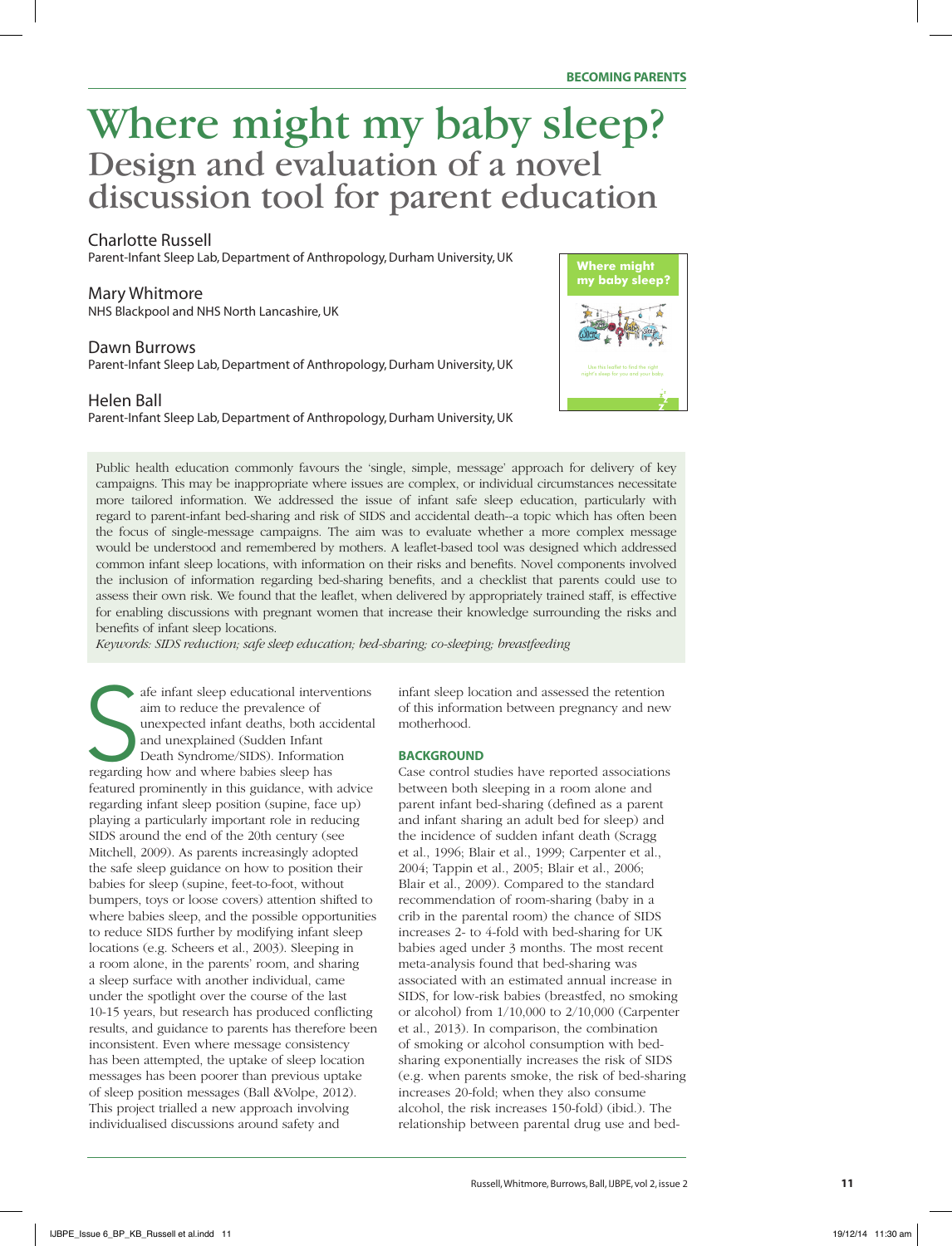# Where might my baby sleep?

## Design and evaluation of a novel discussion tool for parent education

Charlotte Russell
Parent-Infant Sleep Lab, Department of Anthropology, Durham University, UK

Mary Whitmore
NHS Blackpool and NHS North Lancashire, UK

Dawn Burrows
Parent-Infant Sleep Lab, Department of Anthropology, Durham University, UK

Helen Ball
Parent-Infant Sleep Lab, Department of Anthropology, Durham University, UK

Public health education commonly favours the 'single, simple, message' approach for delivery of key campaigns. This may be inappropriate where issues are complex, or individual circumstances necessitate more tailored information. We addressed the issue of infant safe sleep education, particularly with regard to parent-infant bed-sharing and risk of SIDS and accidental death--a topic which has often been the focus of single-message campaigns. The aim was to evaluate whether a more complex message would be understood and remembered by mothers. A leaflet-based tool was designed which addressed common infant sleep locations, with information on their risks and benefits. Novel components involved the inclusion of information regarding bed-sharing benefits, and a checklist that parents could use to assess their own risk. We found that the leaflet, when delivered by appropriately trained staff, is effective for enabling discussions with pregnant women that increase their knowledge surrounding the risks and benefits of infant sleep locations.

*Keywords: SIDS reduction; safe sleep education; bed-sharing; co-sleeping; breastfeeding*

Safe infant sleep educational interventions aim to reduce the prevalence of unexpected infant deaths, both accidental and unexplained (Sudden Infant Death Syndrome/SIDS). Information regarding how and where babies sleep has featured prominently in this guidance, with advice regarding infant sleep position (supine, face up) playing a particularly important role in reducing SIDS around the end of the 20th century (see Mitchell, 2009). As parents increasingly adopted the safe sleep guidance on how to position their babies for sleep (supine, feet-to-foot, without bumpers, toys or loose covers) attention shifted to where babies sleep, and the possible opportunities to reduce SIDS further by modifying infant sleep locations (e.g. Scheers et al., 2003). Sleeping in a room alone, in the parents' room, and sharing a sleep surface with another individual, came under the spotlight over the course of the last 10-15 years, but research has produced conflicting results, and guidance to parents has therefore been inconsistent. Even where message consistency has been attempted, the uptake of sleep location messages has been poorer than previous uptake of sleep position messages (Ball &Volpe, 2012). This project trialled a new approach involving individualised discussions around safety and infant sleep location and assessed the retention of this information between pregnancy and new motherhood.

### BACKGROUND

Case control studies have reported associations between both sleeping in a room alone and parent infant bed-sharing (defined as a parent and infant sharing an adult bed for sleep) and the incidence of sudden infant death (Scragg et al., 1996; Blair et al., 1999; Carpenter et al., 2004; Tappin et al., 2005; Blair et al., 2006; Blair et al., 2009). Compared to the standard recommendation of room-sharing (baby in a crib in the parental room) the chance of SIDS increases 2- to 4-fold with bed-sharing for UK babies aged under 3 months. The most recent meta-analysis found that bed-sharing was associated with an estimated annual increase in SIDS, for low-risk babies (breastfed, no smoking or alcohol) from 1/10,000 to 2/10,000 (Carpenter et al., 2013). In comparison, the combination of smoking or alcohol consumption with bed-sharing exponentially increases the risk of SIDS (e.g. when parents smoke, the risk of bed-sharing increases 20-fold; when they also consume alcohol, the risk increases 150-fold) (ibid.). The relationship between parental drug use and bed-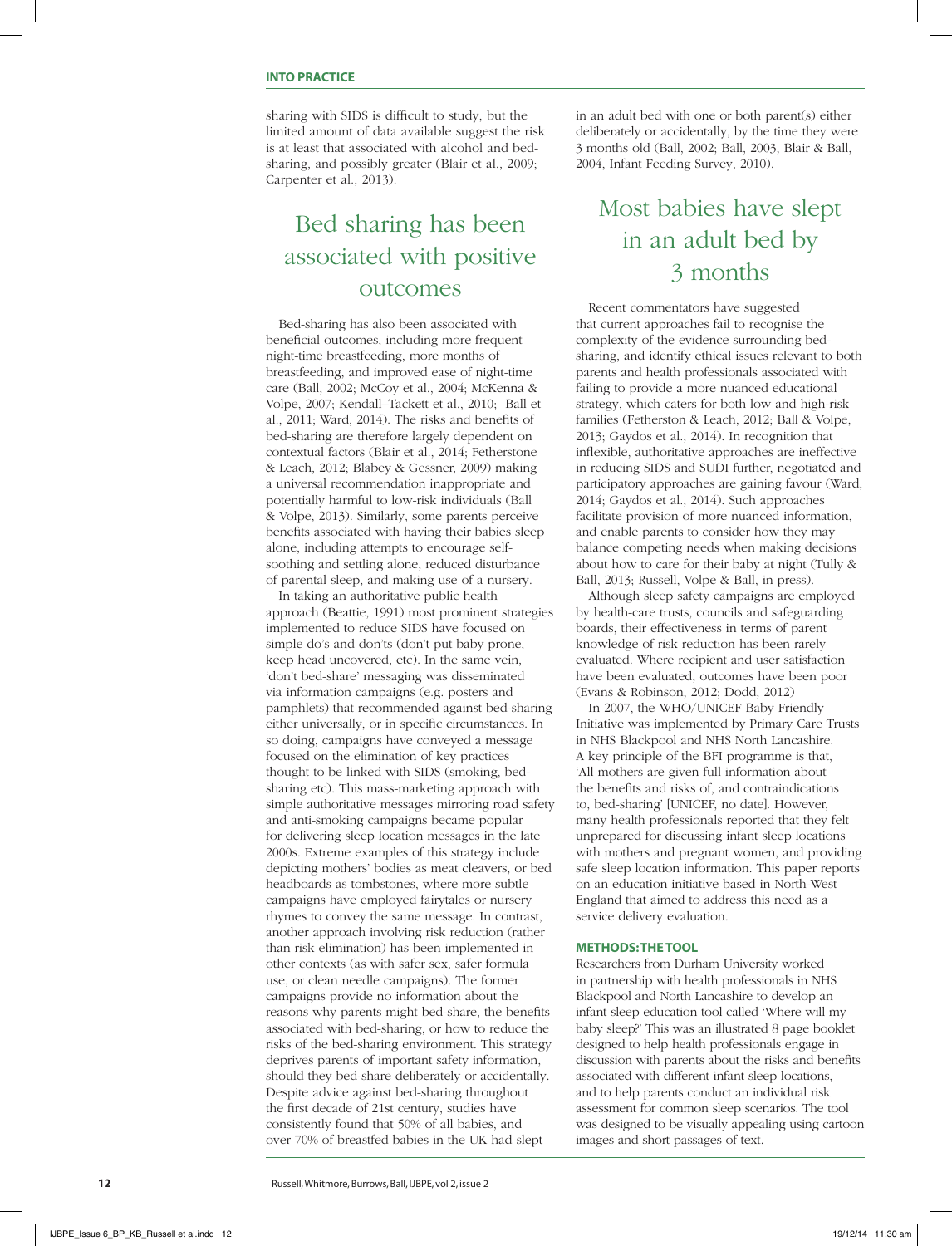sharing with SIDS is difficult to study, but the limited amount of data available suggest the risk is at least that associated with alcohol and bed-sharing, and possibly greater (Blair et al., 2009; Carpenter et al., 2013).

## Bed sharing has been associated with positive outcomes

Bed-sharing has also been associated with beneficial outcomes, including more frequent night-time breastfeeding, more months of breastfeeding, and improved ease of night-time care (Ball, 2002; McCoy et al., 2004; McKenna & Volpe, 2007; Kendall–Tackett et al., 2010; Ball et al., 2011; Ward, 2014). The risks and benefits of bed-sharing are therefore largely dependent on contextual factors (Blair et al., 2014; Fetherstone & Leach, 2012; Blabey & Gessner, 2009) making a universal recommendation inappropriate and potentially harmful to low-risk individuals (Ball & Volpe, 2013). Similarly, some parents perceive benefits associated with having their babies sleep alone, including attempts to encourage self-soothing and settling alone, reduced disturbance of parental sleep, and making use of a nursery.

In taking an authoritative public health approach (Beattie, 1991) most prominent strategies implemented to reduce SIDS have focused on simple do's and don'ts (don't put baby prone, keep head uncovered, etc). In the same vein, 'don't bed-share' messaging was disseminated via information campaigns (e.g. posters and pamphlets) that recommended against bed-sharing either universally, or in specific circumstances. In so doing, campaigns have conveyed a message focused on the elimination of key practices thought to be linked with SIDS (smoking, bed-sharing etc). This mass-marketing approach with simple authoritative messages mirroring road safety and anti-smoking campaigns became popular for delivering sleep location messages in the late 2000s. Extreme examples of this strategy include depicting mothers' bodies as meat cleavers, or bed headboards as tombstones, where more subtle campaigns have employed fairytales or nursery rhymes to convey the same message. In contrast, another approach involving risk reduction (rather than risk elimination) has been implemented in other contexts (as with safer sex, safer formula use, or clean needle campaigns). The former campaigns provide no information about the reasons why parents might bed-share, the benefits associated with bed-sharing, or how to reduce the risks of the bed-sharing environment. This strategy deprives parents of important safety information, should they bed-share deliberately or accidentally. Despite advice against bed-sharing throughout the first decade of 21st century, studies have consistently found that 50% of all babies, and over 70% of breastfed babies in the UK had slept in an adult bed with one or both parent(s) either deliberately or accidentally, by the time they were 3 months old (Ball, 2002; Ball, 2003, Blair & Ball, 2004, Infant Feeding Survey, 2010).

## Most babies have slept in an adult bed by 3 months

Recent commentators have suggested that current approaches fail to recognise the complexity of the evidence surrounding bed-sharing, and identify ethical issues relevant to both parents and health professionals associated with failing to provide a more nuanced educational strategy, which caters for both low and high-risk families (Fetherston & Leach, 2012; Ball & Volpe, 2013; Gaydos et al., 2014). In recognition that inflexible, authoritative approaches are ineffective in reducing SIDS and SUDI further, negotiated and participatory approaches are gaining favour (Ward, 2014; Gaydos et al., 2014). Such approaches facilitate provision of more nuanced information, and enable parents to consider how they may balance competing needs when making decisions about how to care for their baby at night (Tully & Ball, 2013; Russell, Volpe & Ball, in press).

Although sleep safety campaigns are employed by health-care trusts, councils and safeguarding boards, their effectiveness in terms of parent knowledge of risk reduction has been rarely evaluated. Where recipient and user satisfaction have been evaluated, outcomes have been poor (Evans & Robinson, 2012; Dodd, 2012)

In 2007, the WHO/UNICEF Baby Friendly Initiative was implemented by Primary Care Trusts in NHS Blackpool and NHS North Lancashire. A key principle of the BFI programme is that, 'All mothers are given full information about the benefits and risks of, and contraindications to, bed-sharing' [UNICEF, no date]. However, many health professionals reported that they felt unprepared for discussing infant sleep locations with mothers and pregnant women, and providing safe sleep location information. This paper reports on an education initiative based in North-West England that aimed to address this need as a service delivery evaluation.

### METHODS: THE TOOL

Researchers from Durham University worked in partnership with health professionals in NHS Blackpool and North Lancashire to develop an infant sleep education tool called 'Where will my baby sleep?' This was an illustrated 8 page booklet designed to help health professionals engage in discussion with parents about the risks and benefits associated with different infant sleep locations, and to help parents conduct an individual risk assessment for common sleep scenarios. The tool was designed to be visually appealing using cartoon images and short passages of text.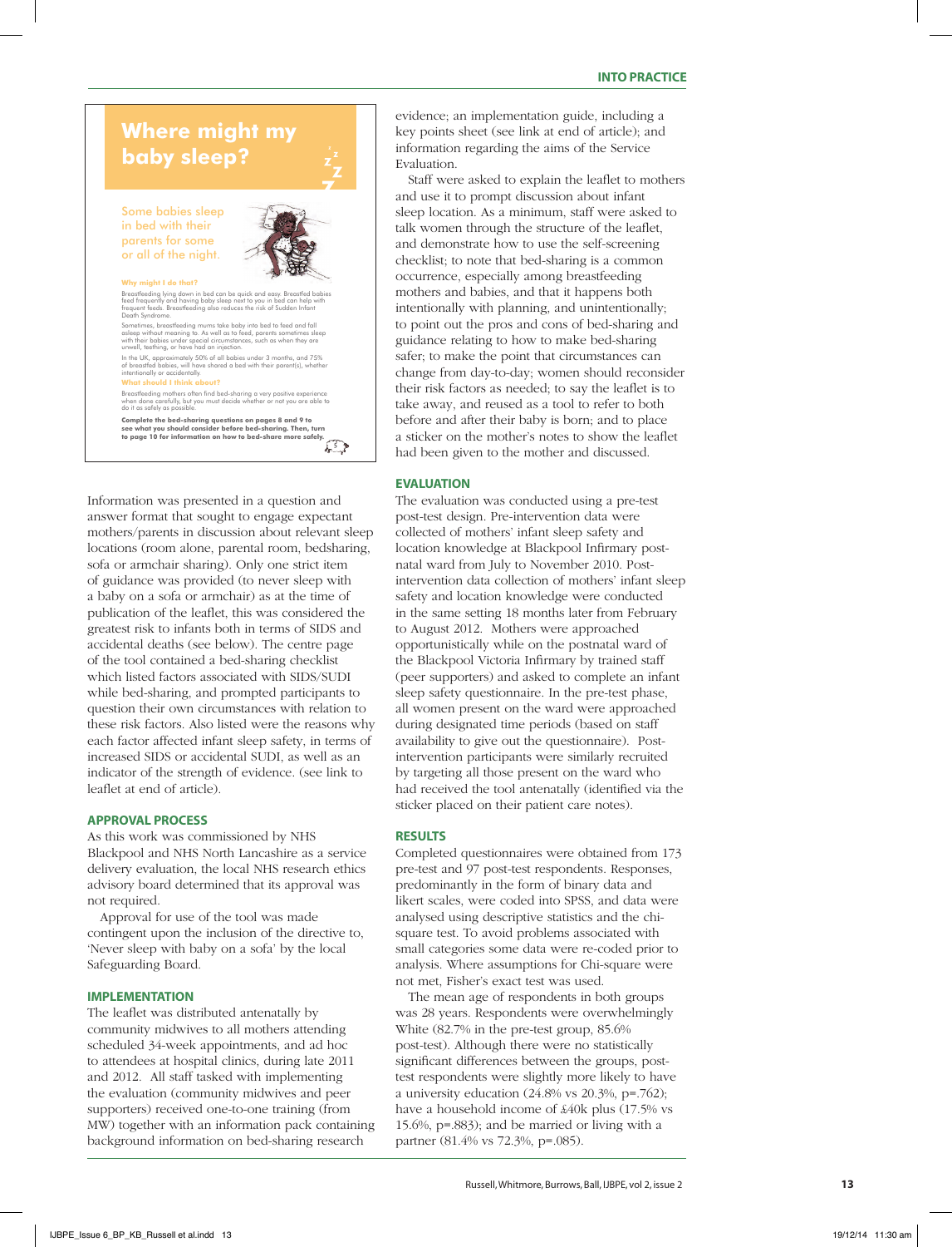## Where might my baby sleep?

Some babies sleep in bed with their parents for some or all of the night.

**Why might I do that?**

Breastfeeding lying down in bed can be quick and easy. Breastfed babies feed frequently and having baby sleep next to you in bed can help with frequent feeds. Breastfeeding also reduces the risk of Sudden Infant Death Syndrome.

Sometimes, breastfeeding mums take baby into bed to feed and fall asleep without meaning to. As well as to feed, parents sometimes sleep with their babies under special circumstances, such as when they are unwell, teething, or have had an injection.

In the UK, approximately 50% of all babies under 3 months, and 75% of breastfed babies, will have shared a bed with their parent(s), whether intentionally or accidentally.

**What should I think about?**

Breastfeeding mothers often find bed-sharing a very positive experience when done carefully, but you must decide whether or not you are able to do it as safely as possible.

**Complete the bed-sharing questions on pages 8 and 9 to see what you should consider before bed-sharing. Then, turn to page 10 for information on how to bed-share more safely.**

Information was presented in a question and answer format that sought to engage expectant mothers/parents in discussion about relevant sleep locations (room alone, parental room, bedsharing, sofa or armchair sharing). Only one strict item of guidance was provided (to never sleep with a baby on a sofa or armchair) as at the time of publication of the leaflet, this was considered the greatest risk to infants both in terms of SIDS and accidental deaths (see below). The centre page of the tool contained a bed-sharing checklist which listed factors associated with SIDS/SUDI while bed-sharing, and prompted participants to question their own circumstances with relation to these risk factors. Also listed were the reasons why each factor affected infant sleep safety, in terms of increased SIDS or accidental SUDI, as well as an indicator of the strength of evidence. (see link to leaflet at end of article).

### APPROVAL PROCESS

As this work was commissioned by NHS Blackpool and NHS North Lancashire as a service delivery evaluation, the local NHS research ethics advisory board determined that its approval was not required.

Approval for use of the tool was made contingent upon the inclusion of the directive to, 'Never sleep with baby on a sofa' by the local Safeguarding Board.

### IMPLEMENTATION

The leaflet was distributed antenatally by community midwives to all mothers attending scheduled 34-week appointments, and ad hoc to attendees at hospital clinics, during late 2011 and 2012. All staff tasked with implementing the evaluation (community midwives and peer supporters) received one-to-one training (from MW) together with an information pack containing background information on bed-sharing research evidence; an implementation guide, including a key points sheet (see link at end of article); and information regarding the aims of the Service Evaluation.

Staff were asked to explain the leaflet to mothers and use it to prompt discussion about infant sleep location. As a minimum, staff were asked to talk women through the structure of the leaflet, and demonstrate how to use the self-screening checklist; to note that bed-sharing is a common occurrence, especially among breastfeeding mothers and babies, and that it happens both intentionally with planning, and unintentionally; to point out the pros and cons of bed-sharing and guidance relating to how to make bed-sharing safer; to make the point that circumstances can change from day-to-day; women should reconsider their risk factors as needed; to say the leaflet is to take away, and reused as a tool to refer to both before and after their baby is born; and to place a sticker on the mother's notes to show the leaflet had been given to the mother and discussed.

### EVALUATION

The evaluation was conducted using a pre-test post-test design. Pre-intervention data were collected of mothers' infant sleep safety and location knowledge at Blackpool Infirmary post-natal ward from July to November 2010. Post-intervention data collection of mothers' infant sleep safety and location knowledge were conducted in the same setting 18 months later from February to August 2012. Mothers were approached opportunistically while on the postnatal ward of the Blackpool Victoria Infirmary by trained staff (peer supporters) and asked to complete an infant sleep safety questionnaire. In the pre-test phase, all women present on the ward were approached during designated time periods (based on staff availability to give out the questionnaire). Post-intervention participants were similarly recruited by targeting all those present on the ward who had received the tool antenatally (identified via the sticker placed on their patient care notes).

### RESULTS

Completed questionnaires were obtained from 173 pre-test and 97 post-test respondents. Responses, predominantly in the form of binary data and likert scales, were coded into SPSS, and data were analysed using descriptive statistics and the chi-square test. To avoid problems associated with small categories some data were re-coded prior to analysis. Where assumptions for Chi-square were not met, Fisher's exact test was used.

The mean age of respondents in both groups was 28 years. Respondents were overwhelmingly White (82.7% in the pre-test group, 85.6% post-test). Although there were no statistically significant differences between the groups, post-test respondents were slightly more likely to have a university education (24.8% vs 20.3%, $p=.762$); have a household income of £40k plus (17.5% vs 15.6%, $p=.883$); and be married or living with a partner (81.4% vs 72.3%, $p=.085$).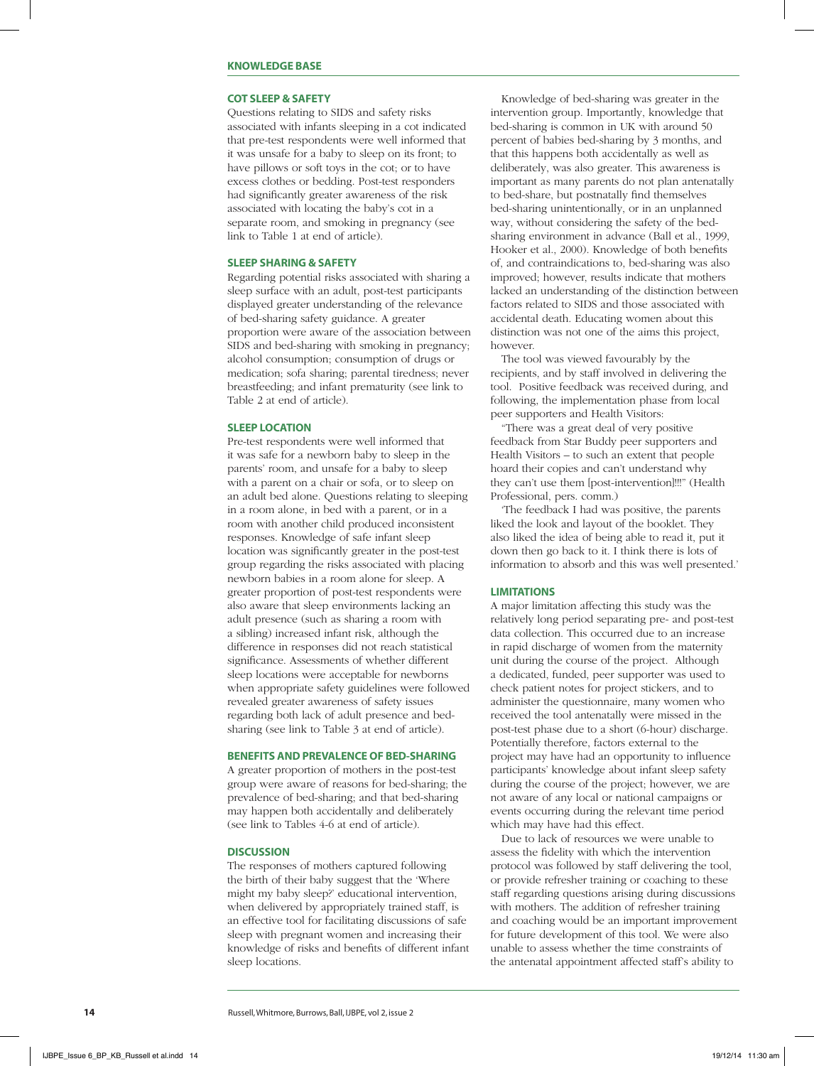## KNOWLEDGE BASE

### COT SLEEP & SAFETY

Questions relating to SIDS and safety risks associated with infants sleeping in a cot indicated that pre-test respondents were well informed that it was unsafe for a baby to sleep on its front; to have pillows or soft toys in the cot; or to have excess clothes or bedding. Post-test responders had significantly greater awareness of the risk associated with locating the baby's cot in a separate room, and smoking in pregnancy (see link to Table 1 at end of article).

### SLEEP SHARING & SAFETY

Regarding potential risks associated with sharing a sleep surface with an adult, post-test participants displayed greater understanding of the relevance of bed-sharing safety guidance. A greater proportion were aware of the association between SIDS and bed-sharing with smoking in pregnancy; alcohol consumption; consumption of drugs or medication; sofa sharing; parental tiredness; never breastfeeding; and infant prematurity (see link to Table 2 at end of article).

### SLEEP LOCATION

Pre-test respondents were well informed that it was safe for a newborn baby to sleep in the parents' room, and unsafe for a baby to sleep with a parent on a chair or sofa, or to sleep on an adult bed alone. Questions relating to sleeping in a room alone, in bed with a parent, or in a room with another child produced inconsistent responses. Knowledge of safe infant sleep location was significantly greater in the post-test group regarding the risks associated with placing newborn babies in a room alone for sleep. A greater proportion of post-test respondents were also aware that sleep environments lacking an adult presence (such as sharing a room with a sibling) increased infant risk, although the difference in responses did not reach statistical significance. Assessments of whether different sleep locations were acceptable for newborns when appropriate safety guidelines were followed revealed greater awareness of safety issues regarding both lack of adult presence and bed-sharing (see link to Table 3 at end of article).

### BENEFITS AND PREVALENCE OF BED-SHARING

A greater proportion of mothers in the post-test group were aware of reasons for bed-sharing; the prevalence of bed-sharing; and that bed-sharing may happen both accidentally and deliberately (see link to Tables 4-6 at end of article).

### DISCUSSION

The responses of mothers captured following the birth of their baby suggest that the 'Where might my baby sleep?' educational intervention, when delivered by appropriately trained staff, is an effective tool for facilitating discussions of safe sleep with pregnant women and increasing their knowledge of risks and benefits of different infant sleep locations.

Knowledge of bed-sharing was greater in the intervention group. Importantly, knowledge that bed-sharing is common in UK with around 50 percent of babies bed-sharing by 3 months, and that this happens both accidentally as well as deliberately, was also greater. This awareness is important as many parents do not plan antenatally to bed-share, but postnatally find themselves bed-sharing unintentionally, or in an unplanned way, without considering the safety of the bed-sharing environment in advance (Ball et al., 1999, Hooker et al., 2000). Knowledge of both benefits of, and contraindications to, bed-sharing was also improved; however, results indicate that mothers lacked an understanding of the distinction between factors related to SIDS and those associated with accidental death. Educating women about this distinction was not one of the aims this project, however.

The tool was viewed favourably by the recipients, and by staff involved in delivering the tool. Positive feedback was received during, and following, the implementation phase from local peer supporters and Health Visitors:

"There was a great deal of very positive feedback from Star Buddy peer supporters and Health Visitors – to such an extent that people hoard their copies and can't understand why they can't use them [post-intervention]!!!" (Health Professional, pers. comm.)

'The feedback I had was positive, the parents liked the look and layout of the booklet. They also liked the idea of being able to read it, put it down then go back to it. I think there is lots of information to absorb and this was well presented.'

### LIMITATIONS

A major limitation affecting this study was the relatively long period separating pre- and post-test data collection. This occurred due to an increase in rapid discharge of women from the maternity unit during the course of the project. Although a dedicated, funded, peer supporter was used to check patient notes for project stickers, and to administer the questionnaire, many women who received the tool antenatally were missed in the post-test phase due to a short (6-hour) discharge. Potentially therefore, factors external to the project may have had an opportunity to influence participants' knowledge about infant sleep safety during the course of the project; however, we are not aware of any local or national campaigns or events occurring during the relevant time period which may have had this effect.

Due to lack of resources we were unable to assess the fidelity with which the intervention protocol was followed by staff delivering the tool, or provide refresher training or coaching to these staff regarding questions arising during discussions with mothers. The addition of refresher training and coaching would be an important improvement for future development of this tool. We were also unable to assess whether the time constraints of the antenatal appointment affected staff's ability to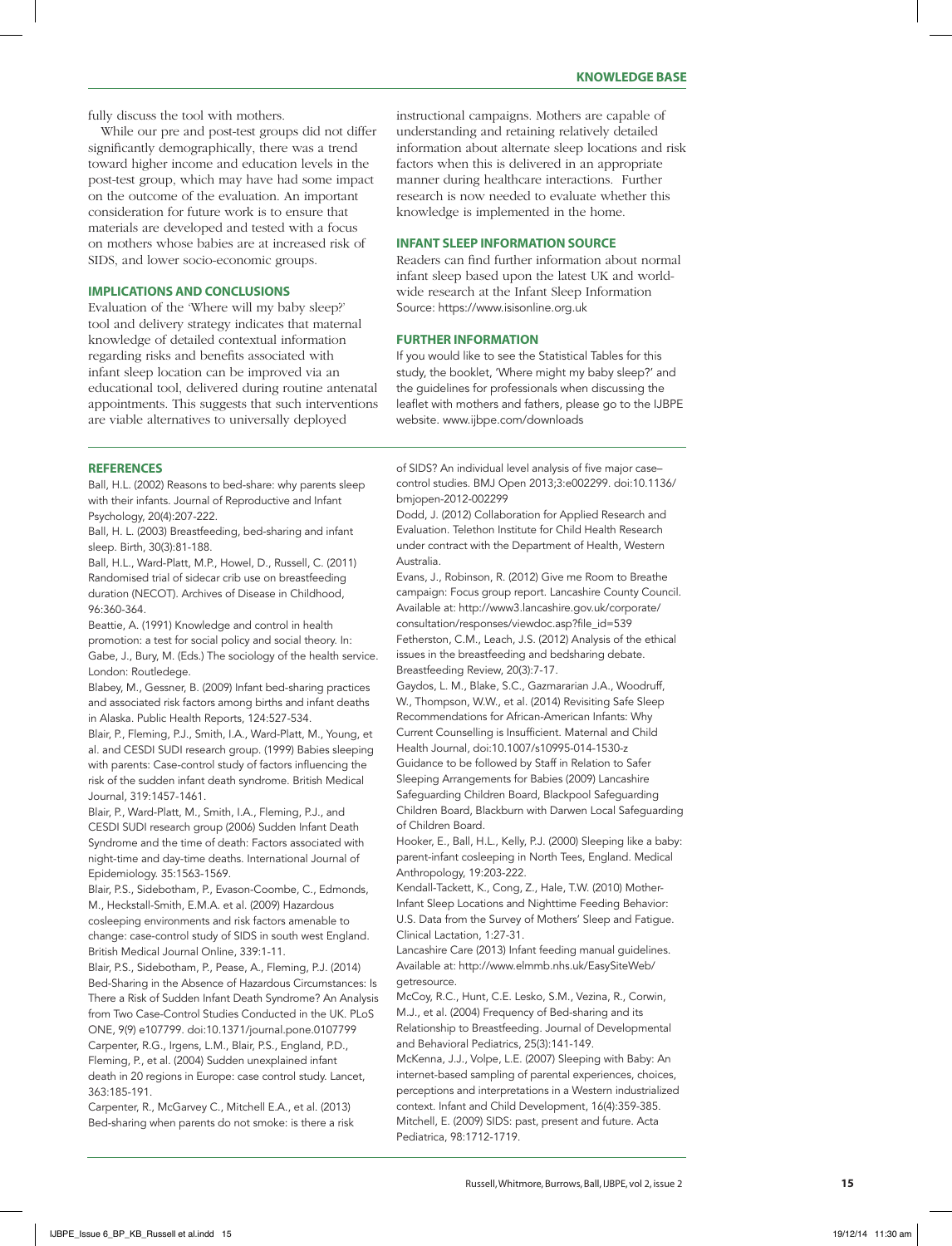fully discuss the tool with mothers.

While our pre and post-test groups did not differ significantly demographically, there was a trend toward higher income and education levels in the post-test group, which may have had some impact on the outcome of the evaluation. An important consideration for future work is to ensure that materials are developed and tested with a focus on mothers whose babies are at increased risk of SIDS, and lower socio-economic groups.

## IMPLICATIONS AND CONCLUSIONS

Evaluation of the 'Where will my baby sleep?' tool and delivery strategy indicates that maternal knowledge of detailed contextual information regarding risks and benefits associated with infant sleep location can be improved via an educational tool, delivered during routine antenatal appointments. This suggests that such interventions are viable alternatives to universally deployed instructional campaigns. Mothers are capable of understanding and retaining relatively detailed information about alternate sleep locations and risk factors when this is delivered in an appropriate manner during healthcare interactions. Further research is now needed to evaluate whether this knowledge is implemented in the home.

## INFANT SLEEP INFORMATION SOURCE

Readers can find further information about normal infant sleep based upon the latest UK and world-wide research at the Infant Sleep Information Source: https://www.isisonline.org.uk

## FURTHER INFORMATION

If you would like to see the Statistical Tables for this study, the booklet, 'Where might my baby sleep?' and the guidelines for professionals when discussing the leaflet with mothers and fathers, please go to the IJBPE website. www.ijbpe.com/downloads

## REFERENCES

Ball, H.L. (2002) Reasons to bed-share: why parents sleep with their infants. Journal of Reproductive and Infant Psychology, 20(4):207-222.

Ball, H. L. (2003) Breastfeeding, bed-sharing and infant sleep. Birth, 30(3):81-188.

Ball, H.L., Ward-Platt, M.P., Howel, D., Russell, C. (2011) Randomised trial of sidecar crib use on breastfeeding duration (NECOT). Archives of Disease in Childhood, 96:360-364.

Beattie, A. (1991) Knowledge and control in health promotion: a test for social policy and social theory. In: Gabe, J., Bury, M. (Eds.) The sociology of the health service. London: Routledege.

Blabey, M., Gessner, B. (2009) Infant bed-sharing practices and associated risk factors among births and infant deaths in Alaska. Public Health Reports, 124:527-534.

Blair, P., Fleming, P.J., Smith, I.A., Ward-Platt, M., Young, et al. and CESDI SUDI research group. (1999) Babies sleeping with parents: Case-control study of factors influencing the risk of the sudden infant death syndrome. British Medical Journal, 319:1457-1461.

Blair, P., Ward-Platt, M., Smith, I.A., Fleming, P.J., and CESDI SUDI research group (2006) Sudden Infant Death Syndrome and the time of death: Factors associated with night-time and day-time deaths. International Journal of Epidemiology. 35:1563-1569.

Blair, P.S., Sidebotham, P., Evason-Coombe, C., Edmonds, M., Heckstall-Smith, E.M.A. et al. (2009) Hazardous cosleeping environments and risk factors amenable to change: case-control study of SIDS in south west England. British Medical Journal Online, 339:1-11.

Blair, P.S., Sidebotham, P., Pease, A., Fleming, P.J. (2014) Bed-Sharing in the Absence of Hazardous Circumstances: Is There a Risk of Sudden Infant Death Syndrome? An Analysis from Two Case-Control Studies Conducted in the UK. PLoS ONE, 9(9) e107799. doi:10.1371/journal.pone.0107799

Carpenter, R.G., Irgens, L.M., Blair, P.S., England, P.D., Fleming, P., et al. (2004) Sudden unexplained infant death in 20 regions in Europe: case control study. Lancet, 363:185-191.

Carpenter, R., McGarvey C., Mitchell E.A., et al. (2013) Bed-sharing when parents do not smoke: is there a risk of SIDS? An individual level analysis of five major case–control studies. BMJ Open 2013;3:e002299. doi:10.1136/bmjopen-2012-002299

Dodd, J. (2012) Collaboration for Applied Research and Evaluation. Telethon Institute for Child Health Research under contract with the Department of Health, Western Australia.

Evans, J., Robinson, R. (2012) Give me Room to Breathe campaign: Focus group report. Lancashire County Council. Available at: http://www3.lancashire.gov.uk/corporate/consultation/responses/viewdoc.asp?file_id=539

Fetherston, C.M., Leach, J.S. (2012) Analysis of the ethical issues in the breastfeeding and bedsharing debate. Breastfeeding Review, 20(3):7-17.

Gaydos, L. M., Blake, S.C., Gazmararian J.A., Woodruff, W., Thompson, W.W., et al. (2014) Revisiting Safe Sleep Recommendations for African-American Infants: Why Current Counselling is Insufficient. Maternal and Child Health Journal, doi:10.1007/s10995-014-1530-z

Guidance to be followed by Staff in Relation to Safer Sleeping Arrangements for Babies (2009) Lancashire Safeguarding Children Board, Blackpool Safeguarding Children Board, Blackburn with Darwen Local Safeguarding of Children Board.

Hooker, E., Ball, H.L., Kelly, P.J. (2000) Sleeping like a baby: parent-infant cosleeping in North Tees, England. Medical Anthropology, 19:203-222.

Kendall-Tackett, K., Cong, Z., Hale, T.W. (2010) Mother-Infant Sleep Locations and Nighttime Feeding Behavior: U.S. Data from the Survey of Mothers' Sleep and Fatigue. Clinical Lactation, 1:27-31.

Lancashire Care (2013) Infant feeding manual guidelines. Available at: http://www.elmmb.nhs.uk/EasySiteWeb/getresource.

McCoy, R.C., Hunt, C.E. Lesko, S.M., Vezina, R., Corwin, M.J., et al. (2004) Frequency of Bed-sharing and its Relationship to Breastfeeding. Journal of Developmental and Behavioral Pediatrics, 25(3):141-149.

McKenna, J.J., Volpe, L.E. (2007) Sleeping with Baby: An internet-based sampling of parental experiences, choices, perceptions and interpretations in a Western industrialized context. Infant and Child Development, 16(4):359-385.

Mitchell, E. (2009) SIDS: past, present and future. Acta Pediatrica, 98:1712-1719.